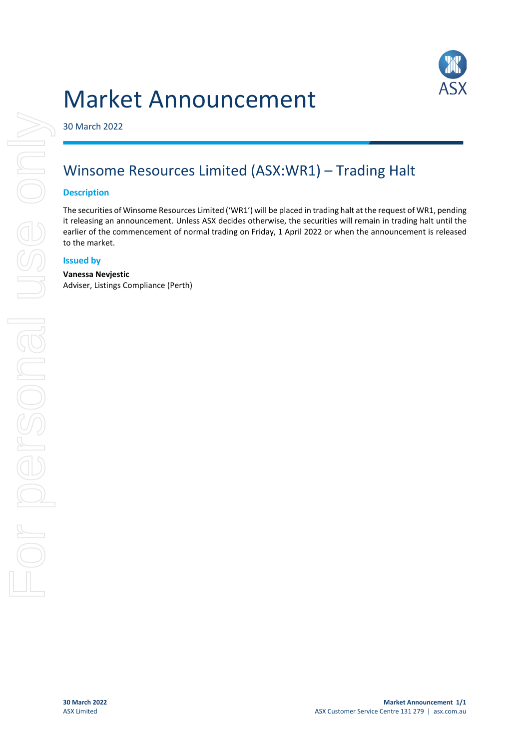# Market Announcement

30 March 2022

## Winsome Resources Limited (ASX:WR1) – Trading Halt

### Description

The securities of Winsome Resources Limited ('WR1') will be placed in trading halt at the request of WR1, pending it releasing an announcement. Unless ASX decides otherwise, the securities will remain in trading halt until the earlier of the commencement of normal trading on Friday, 1 April 2022 or when the announcement is released to the market.

### Issued by

**Vanessa Nevjestic**
Adviser, Listings Compliance (Perth)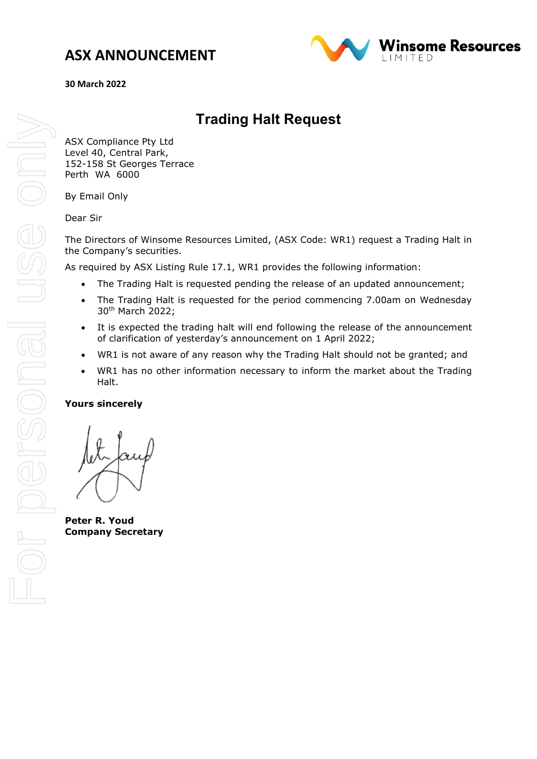# ASX ANNOUNCEMENT

Winsome Resources LIMITED

**30 March 2022**

## Trading Halt Request

ASX Compliance Pty Ltd
Level 40, Central Park,
152-158 St Georges Terrace
Perth WA 6000

By Email Only

Dear Sir

The Directors of Winsome Resources Limited, (ASX Code: WR1) request a Trading Halt in the Company's securities.

As required by ASX Listing Rule 17.1, WR1 provides the following information:

- The Trading Halt is requested pending the release of an updated announcement;
- The Trading Halt is requested for the period commencing 7.00am on Wednesday 30th March 2022;
- It is expected the trading halt will end following the release of the announcement of clarification of yesterday's announcement on 1 April 2022;
- WR1 is not aware of any reason why the Trading Halt should not be granted; and
- WR1 has no other information necessary to inform the market about the Trading Halt.

**Yours sincerely**

**Peter R. Youd**
**Company Secretary**